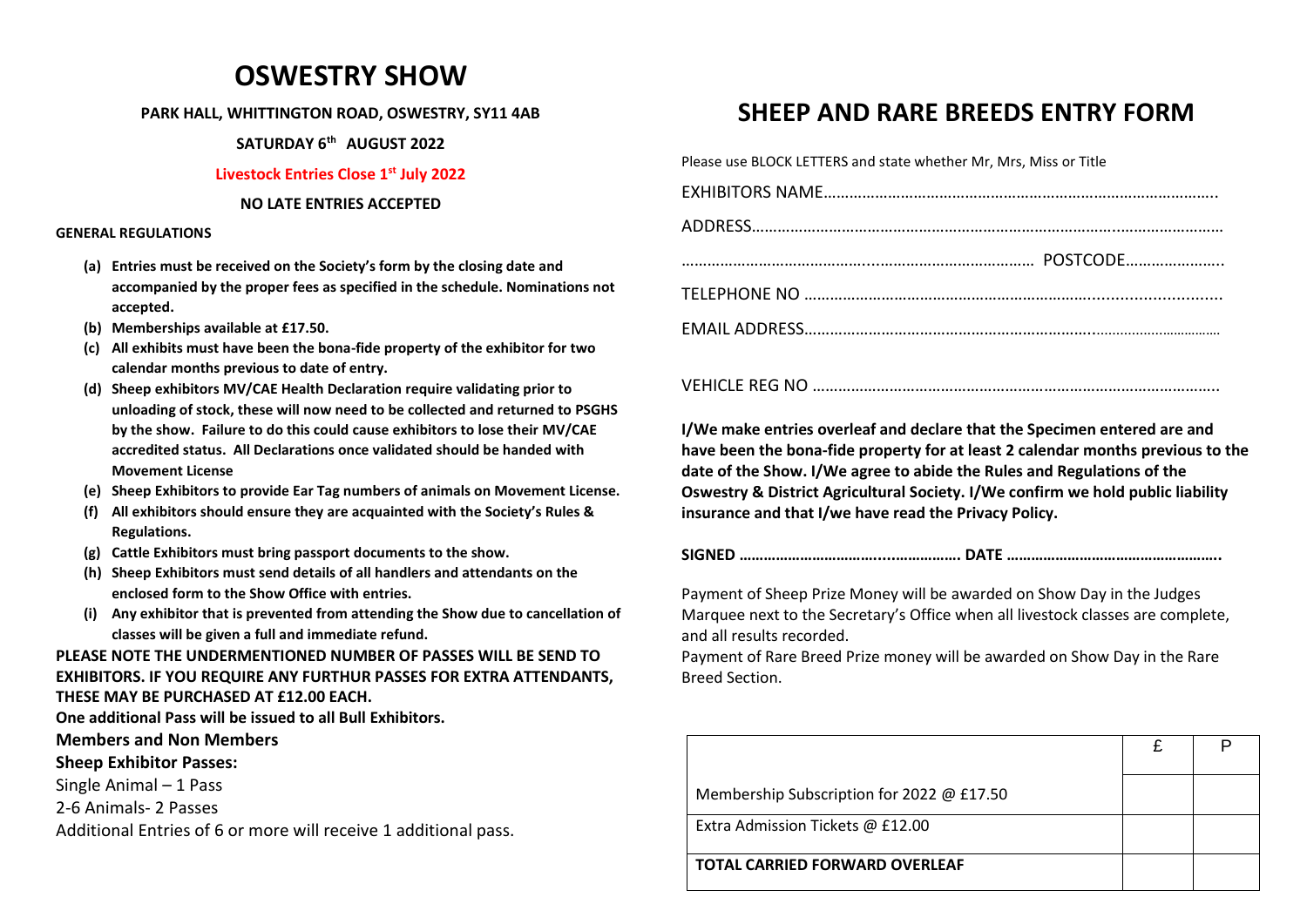# OSWESTRY SHOW

**PARK HALL, WHITTINGTON ROAD, OSWESTRY, SY11 4AB**

**SATURDAY 6th AUGUST 2022**

**Livestock Entries Close 1st July 2022**

**NO LATE ENTRIES ACCEPTED**

**GENERAL REGULATIONS**

- **(a) Entries must be received on the Society's form by the closing date and accompanied by the proper fees as specified in the schedule. Nominations not accepted.**
- **(b) Memberships available at £17.50.**
- **(c) All exhibits must have been the bona-fide property of the exhibitor for two calendar months previous to date of entry.**
- **(d) Sheep exhibitors MV/CAE Health Declaration require validating prior to unloading of stock, these will now need to be collected and returned to PSGHS by the show. Failure to do this could cause exhibitors to lose their MV/CAE accredited status. All Declarations once validated should be handed with Movement License**
- **(e) Sheep Exhibitors to provide Ear Tag numbers of animals on Movement License.**
- **(f) All exhibitors should ensure they are acquainted with the Society's Rules & Regulations.**
- **(g) Cattle Exhibitors must bring passport documents to the show.**
- **(h) Sheep Exhibitors must send details of all handlers and attendants on the enclosed form to the Show Office with entries.**
- **(i) Any exhibitor that is prevented from attending the Show due to cancellation of classes will be given a full and immediate refund.**

**PLEASE NOTE THE UNDERMENTIONED NUMBER OF PASSES WILL BE SEND TO EXHIBITORS. IF YOU REQUIRE ANY FURTHUR PASSES FOR EXTRA ATTENDANTS, THESE MAY BE PURCHASED AT £12.00 EACH.**

**One additional Pass will be issued to all Bull Exhibitors.**

**Members and Non Members**

**Sheep Exhibitor Passes:**

Single Animal – 1 Pass

2-6 Animals- 2 Passes

Additional Entries of 6 or more will receive 1 additional pass.

# SHEEP AND RARE BREEDS ENTRY FORM

Please use BLOCK LETTERS and state whether Mr, Mrs, Miss or Title

EXHIBITORS NAME…………………………………………………………………………………

ADDRESS……………………………………………………………………………………………

……………………………………………………………………… POSTCODE…………………..

TELEPHONE NO ……………………………………………………………………………………

EMAIL ADDRESS……………………………………………………………………………………

VEHICLE REG NO …………………………………………………………………………………

**I/We make entries overleaf and declare that the Specimen entered are and have been the bona-fide property for at least 2 calendar months previous to the date of the Show. I/We agree to abide the Rules and Regulations of the Oswestry & District Agricultural Society. I/We confirm we hold public liability insurance and that I/we have read the Privacy Policy.**

**SIGNED ……………………………………………. DATE ……………………………………………..**

Payment of Sheep Prize Money will be awarded on Show Day in the Judges Marquee next to the Secretary's Office when all livestock classes are complete, and all results recorded.

Payment of Rare Breed Prize money will be awarded on Show Day in the Rare Breed Section.

| | £ | P |
|---|---|---|
| Membership Subscription for 2022 @ £17.50 | | |
| Extra Admission Tickets @ £12.00 | | |
| **TOTAL CARRIED FORWARD OVERLEAF** | | |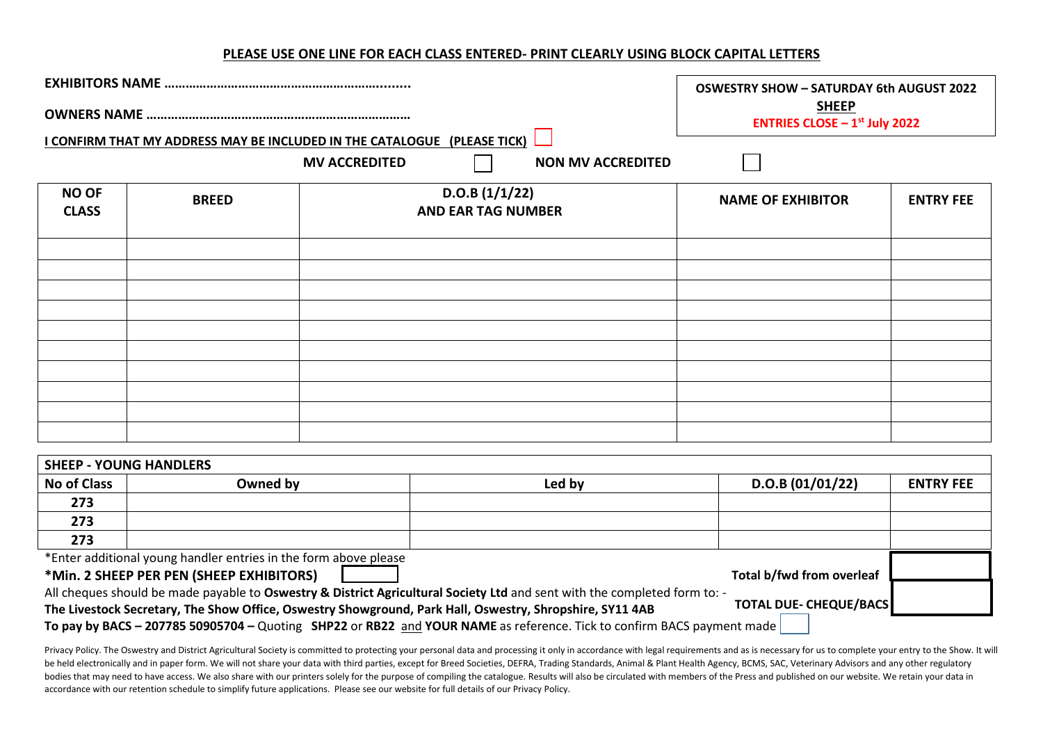**PLEASE USE ONE LINE FOR EACH CLASS ENTERED- PRINT CLEARLY USING BLOCK CAPITAL LETTERS**

**OSWESTRY SHOW – SATURDAY 6th AUGUST 2022**
**SHEEP**
**ENTRIES CLOSE – 1st July 2022**

**EXHIBITORS NAME …………………………………………………….........**

**OWNERS NAME ………………………………………………………………**

**I CONFIRM THAT MY ADDRESS MAY BE INCLUDED IN THE CATALOGUE (PLEASE TICK)** ☐

**MV ACCREDITED** ☐ **NON MV ACCREDITED** ☐

| NO OF CLASS | BREED | D.O.B (1/1/22) AND EAR TAG NUMBER | NAME OF EXHIBITOR | ENTRY FEE |
|---|---|---|---|---|
| | | | | |
| | | | | |
| | | | | |
| | | | | |
| | | | | |
| | | | | |
| | | | | |
| | | | | |
| | | | | |
| | | | | |

| SHEEP - YOUNG HANDLERS | | | | |
|---|---|---|---|---|
| **No of Class** | **Owned by** | **Led by** | **D.O.B (01/01/22)** | **ENTRY FEE** |
| 273 | | | | |
| 273 | | | | |
| 273 | | | | |

*Enter additional young handler entries in the form above please

**\*Min. 2 SHEEP PER PEN (SHEEP EXHIBITORS)** ☐

**Total b/fwd from overleaf** ☐

All cheques should be made payable to **Oswestry & District Agricultural Society Ltd** and sent with the completed form to: -
**The Livestock Secretary, The Show Office, Oswestry Showground, Park Hall, Oswestry, Shropshire, SY11 4AB**

**TOTAL DUE- CHEQUE/BACS** ☐

**To pay by BACS – 207785 50905704 –** Quoting **SHP22** or **RB22** and **YOUR NAME** as reference. Tick to confirm BACS payment made ☐

Privacy Policy. The Oswestry and District Agricultural Society is committed to protecting your personal data and processing it only in accordance with legal requirements and as is necessary for us to complete your entry to the Show. It will be held electronically and in paper form. We will not share your data with third parties, except for Breed Societies, DEFRA, Trading Standards, Animal & Plant Health Agency, BCMS, SAC, Veterinary Advisors and any other regulatory bodies that may need to have access. We also share with our printers solely for the purpose of compiling the catalogue. Results will also be circulated with members of the Press and published on our website. We retain your data in accordance with our retention schedule to simplify future applications. Please see our website for full details of our Privacy Policy.